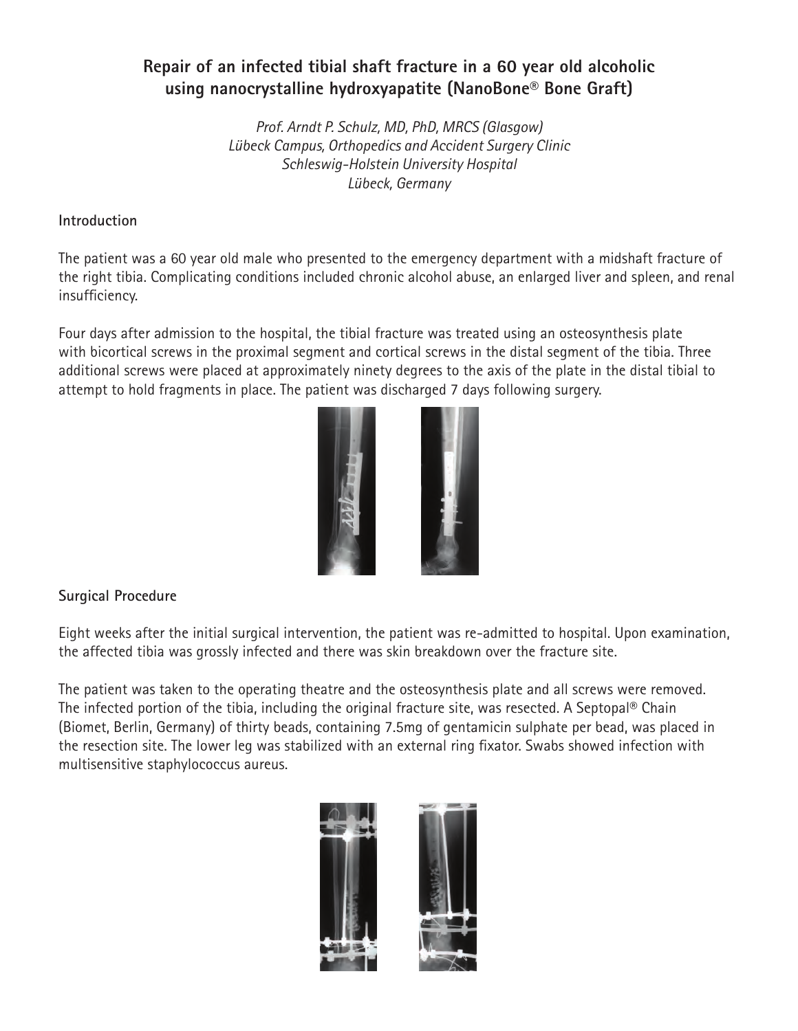# Repair of an infected tibial shaft fracture in a 60 year old alcoholic using nanocrystalline hydroxyapatite (NanoBone® Bone Graft)

*Prof. Arndt P. Schulz, MD, PhD, MRCS (Glasgow)*
*Lübeck Campus, Orthopedics and Accident Surgery Clinic*
*Schleswig-Holstein University Hospital*
*Lübeck, Germany*

## Introduction

The patient was a 60 year old male who presented to the emergency department with a midshaft fracture of the right tibia. Complicating conditions included chronic alcohol abuse, an enlarged liver and spleen, and renal insufficiency.

Four days after admission to the hospital, the tibial fracture was treated using an osteosynthesis plate with bicortical screws in the proximal segment and cortical screws in the distal segment of the tibia. Three additional screws were placed at approximately ninety degrees to the axis of the plate in the distal tibial to attempt to hold fragments in place. The patient was discharged 7 days following surgery.

## Surgical Procedure

Eight weeks after the initial surgical intervention, the patient was re-admitted to hospital. Upon examination, the affected tibia was grossly infected and there was skin breakdown over the fracture site.

The patient was taken to the operating theatre and the osteosynthesis plate and all screws were removed. The infected portion of the tibia, including the original fracture site, was resected. A Septopal® Chain (Biomet, Berlin, Germany) of thirty beads, containing 7.5mg of gentamicin sulphate per bead, was placed in the resection site. The lower leg was stabilized with an external ring fixator. Swabs showed infection with multisensitive staphylococcus aureus.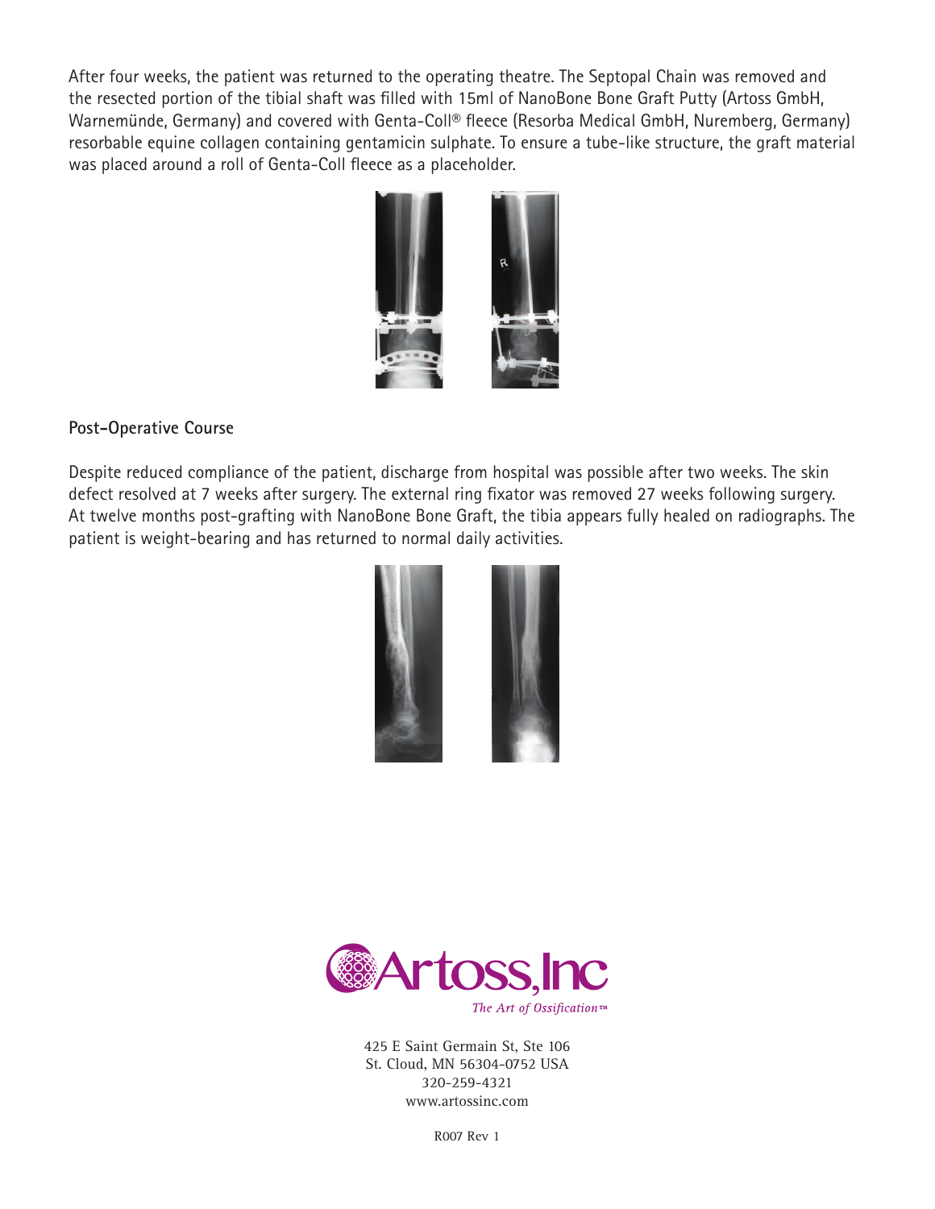After four weeks, the patient was returned to the operating theatre. The Septopal Chain was removed and the resected portion of the tibial shaft was filled with 15ml of NanoBone Bone Graft Putty (Artoss GmbH, Warnemünde, Germany) and covered with Genta-Coll® fleece (Resorba Medical GmbH, Nuremberg, Germany) resorbable equine collagen containing gentamicin sulphate. To ensure a tube-like structure, the graft material was placed around a roll of Genta-Coll fleece as a placeholder.

## Post-Operative Course

Despite reduced compliance of the patient, discharge from hospital was possible after two weeks. The skin defect resolved at 7 weeks after surgery. The external ring fixator was removed 27 weeks following surgery. At twelve months post-grafting with NanoBone Bone Graft, the tibia appears fully healed on radiographs. The patient is weight-bearing and has returned to normal daily activities.

Artoss, Inc

*The Art of Ossification™*

425 E Saint Germain St, Ste 106
St. Cloud, MN 56304-0752 USA
320-259-4321
www.artossinc.com

R007 Rev 1